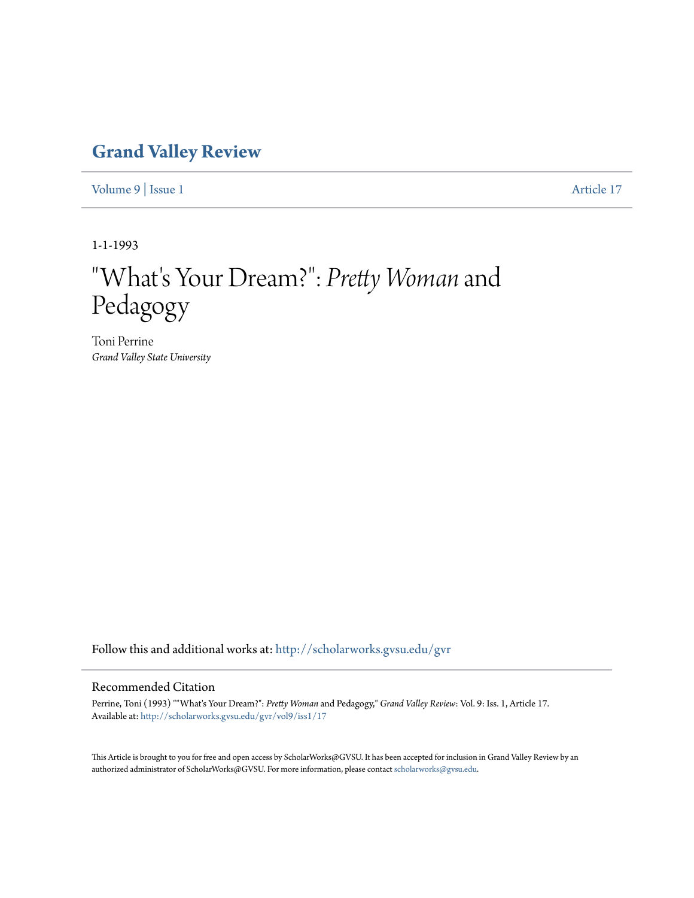# Grand Valley Review

Volume 9 | Issue 1 Article 17

1-1-1993

# "What's Your Dream?": *Pretty Woman* and Pedagogy

Toni Perrine
*Grand Valley State University*

Follow this and additional works at: http://scholarworks.gvsu.edu/gvr

## Recommended Citation

Perrine, Toni (1993) ""What's Your Dream?": *Pretty Woman* and Pedagogy," *Grand Valley Review*: Vol. 9: Iss. 1, Article 17.
Available at: http://scholarworks.gvsu.edu/gvr/vol9/iss1/17

This Article is brought to you for free and open access by ScholarWorks@GVSU. It has been accepted for inclusion in Grand Valley Review by an authorized administrator of ScholarWorks@GVSU. For more information, please contact scholarworks@gvsu.edu.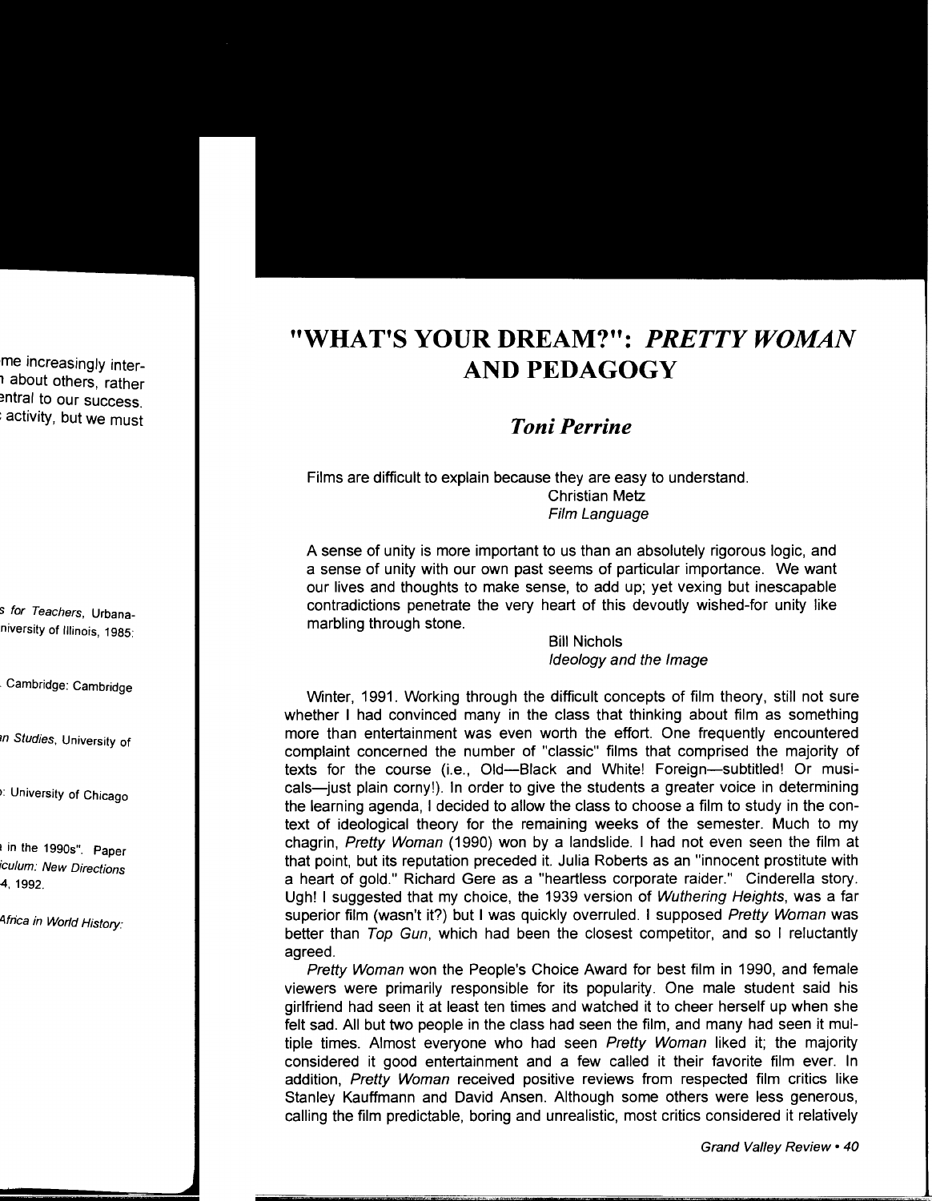# "WHAT'S YOUR DREAM?": *PRETTY WOMAN* AND PEDAGOGY

## *Toni Perrine*

> Films are difficult to explain because they are easy to understand.
>
> Christian Metz
> *Film Language*

> A sense of unity is more important to us than an absolutely rigorous logic, and a sense of unity with our own past seems of particular importance. We want our lives and thoughts to make sense, to add up; yet vexing but inescapable contradictions penetrate the very heart of this devoutly wished-for unity like marbling through stone.
>
> Bill Nichols
> *Ideology and the Image*

Winter, 1991. Working through the difficult concepts of film theory, still not sure whether I had convinced many in the class that thinking about film as something more than entertainment was even worth the effort. One frequently encountered complaint concerned the number of "classic" films that comprised the majority of texts for the course (i.e., Old—Black and White! Foreign—subtitled! Or musicals—just plain corny!). In order to give the students a greater voice in determining the learning agenda, I decided to allow the class to choose a film to study in the context of ideological theory for the remaining weeks of the semester. Much to my chagrin, *Pretty Woman* (1990) won by a landslide. I had not even seen the film at that point, but its reputation preceded it. Julia Roberts as an "innocent prostitute with a heart of gold." Richard Gere as a "heartless corporate raider." Cinderella story. Ugh! I suggested that my choice, the 1939 version of *Wuthering Heights*, was a far superior film (wasn't it?) but I was quickly overruled. I supposed *Pretty Woman* was better than *Top Gun*, which had been the closest competitor, and so I reluctantly agreed.

*Pretty Woman* won the People's Choice Award for best film in 1990, and female viewers were primarily responsible for its popularity. One male student said his girlfriend had seen it at least ten times and watched it to cheer herself up when she felt sad. All but two people in the class had seen the film, and many had seen it multiple times. Almost everyone who had seen *Pretty Woman* liked it; the majority considered it good entertainment and a few called it their favorite film ever. In addition, *Pretty Woman* received positive reviews from respected film critics like Stanley Kauffmann and David Ansen. Although some others were less generous, calling the film predictable, boring and unrealistic, most critics considered it relatively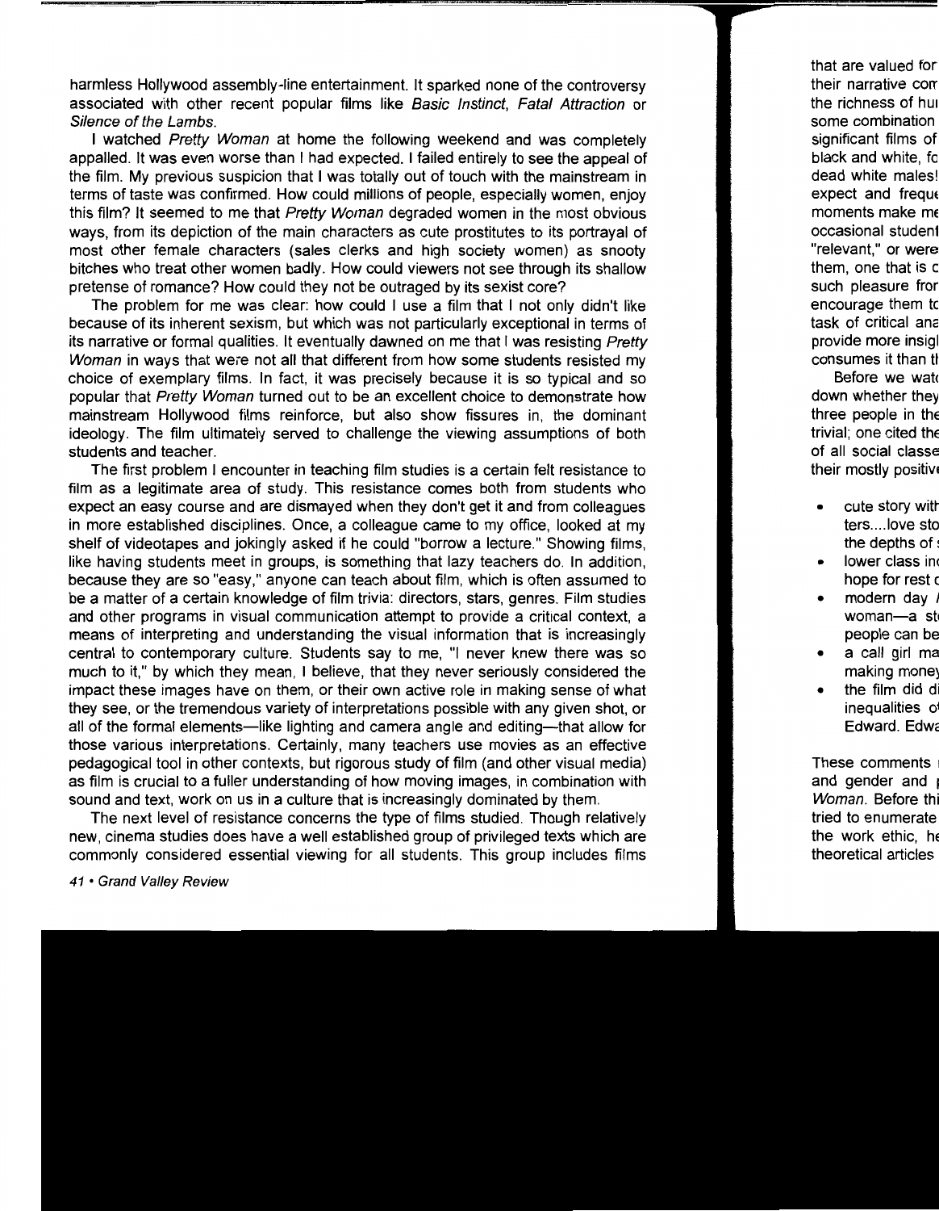harmless Hollywood assembly-line entertainment. It sparked none of the controversy associated with other recent popular films like *Basic Instinct*, *Fatal Attraction* or *Silence of the Lambs*.

I watched *Pretty Woman* at home the following weekend and was completely appalled. It was even worse than I had expected. I failed entirely to see the appeal of the film. My previous suspicion that I was totally out of touch with the mainstream in terms of taste was confirmed. How could millions of people, especially women, enjoy this film? It seemed to me that *Pretty Woman* degraded women in the most obvious ways, from its depiction of the main characters as cute prostitutes to its portrayal of most other female characters (sales clerks and high society women) as snooty bitches who treat other women badly. How could viewers not see through its shallow pretense of romance? How could they not be outraged by its sexist core?

The problem for me was clear: how could I use a film that I not only didn't like because of its inherent sexism, but which was not particularly exceptional in terms of its narrative or formal qualities. It eventually dawned on me that I was resisting *Pretty Woman* in ways that were not all that different from how some students resisted my choice of exemplary films. In fact, it was precisely because it is so typical and so popular that *Pretty Woman* turned out to be an excellent choice to demonstrate how mainstream Hollywood films reinforce, but also show fissures in, the dominant ideology. The film ultimately served to challenge the viewing assumptions of both students and teacher.

The first problem I encounter in teaching film studies is a certain felt resistance to film as a legitimate area of study. This resistance comes both from students who expect an easy course and are dismayed when they don't get it and from colleagues in more established disciplines. Once, a colleague came to my office, looked at my shelf of videotapes and jokingly asked if he could "borrow a lecture." Showing films, like having students meet in groups, is something that lazy teachers do. In addition, because they are so "easy," anyone can teach about film, which is often assumed to be a matter of a certain knowledge of film trivia: directors, stars, genres. Film studies and other programs in visual communication attempt to provide a critical context, a means of interpreting and understanding the visual information that is increasingly central to contemporary culture. Students say to me, "I never knew there was so much to it," by which they mean, I believe, that they never seriously considered the impact these images have on them, or their own active role in making sense of what they see, or the tremendous variety of interpretations possible with any given shot, or all of the formal elements—like lighting and camera angle and editing—that allow for those various interpretations. Certainly, many teachers use movies as an effective pedagogical tool in other contexts, but rigorous study of film (and other visual media) as film is crucial to a fuller understanding of how moving images, in combination with sound and text, work on us in a culture that is increasingly dominated by them.

The next level of resistance concerns the type of films studied. Though relatively new, cinema studies does have a well established group of privileged texts which are commonly considered essential viewing for all students. This group includes films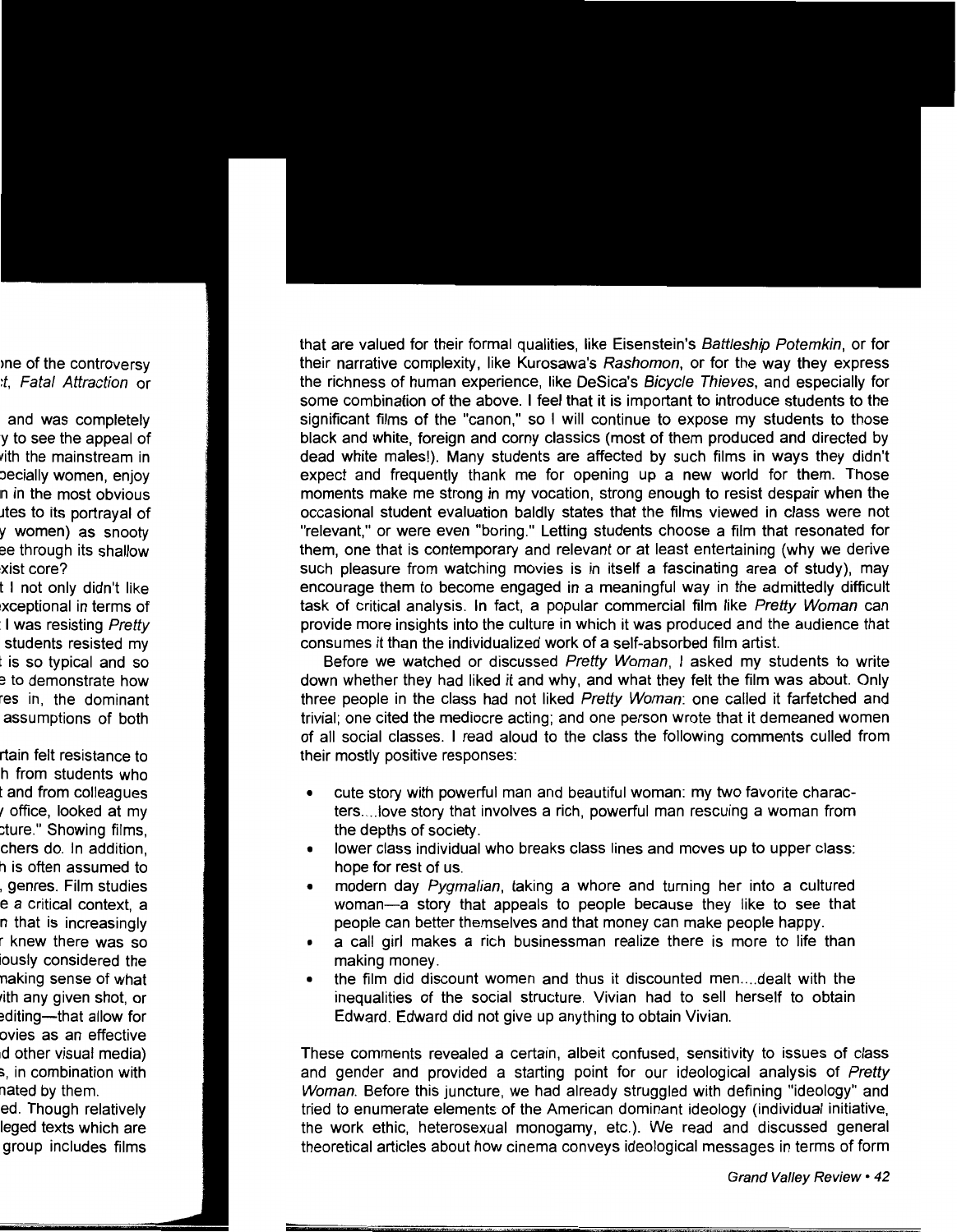that are valued for their formal qualities, like Eisenstein's *Battleship Potemkin*, or for their narrative complexity, like Kurosawa's *Rashomon*, or for the way they express the richness of human experience, like DeSica's *Bicycle Thieves*, and especially for some combination of the above. I feel that it is important to introduce students to the significant films of the "canon," so I will continue to expose my students to those black and white, foreign and corny classics (most of them produced and directed by dead white males!). Many students are affected by such films in ways they didn't expect and frequently thank me for opening up a new world for them. Those moments make me strong in my vocation, strong enough to resist despair when the occasional student evaluation baldly states that the films viewed in class were not "relevant," or were even "boring." Letting students choose a film that resonated for them, one that is contemporary and relevant or at least entertaining (why we derive such pleasure from watching movies is in itself a fascinating area of study), may encourage them to become engaged in a meaningful way in the admittedly difficult task of critical analysis. In fact, a popular commercial film like *Pretty Woman* can provide more insights into the culture in which it was produced and the audience that consumes it than the individualized work of a self-absorbed film artist.

Before we watched or discussed *Pretty Woman*, I asked my students to write down whether they had liked it and why, and what they felt the film was about. Only three people in the class had not liked *Pretty Woman*: one called it farfetched and trivial; one cited the mediocre acting; and one person wrote that it demeaned women of all social classes. I read aloud to the class the following comments culled from their mostly positive responses:

- cute story with powerful man and beautiful woman: my two favorite characters....love story that involves a rich, powerful man rescuing a woman from the depths of society.
- lower class individual who breaks class lines and moves up to upper class: hope for rest of us.
- modern day *Pygmalian*, taking a whore and turning her into a cultured woman—a story that appeals to people because they like to see that people can better themselves and that money can make people happy.
- a call girl makes a rich businessman realize there is more to life than making money.
- the film did discount women and thus it discounted men....dealt with the inequalities of the social structure. Vivian had to sell herself to obtain Edward. Edward did not give up anything to obtain Vivian.

These comments revealed a certain, albeit confused, sensitivity to issues of class and gender and provided a starting point for our ideological analysis of *Pretty Woman*. Before this juncture, we had already struggled with defining "ideology" and tried to enumerate elements of the American dominant ideology (individual initiative, the work ethic, heterosexual monogamy, etc.). We read and discussed general theoretical articles about how cinema conveys ideological messages in terms of form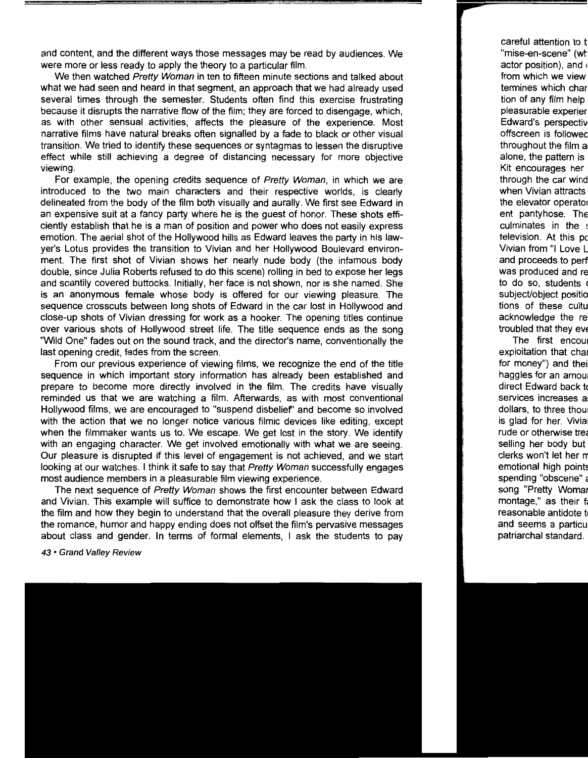and content, and the different ways those messages may be read by audiences. We were more or less ready to apply the theory to a particular film.

We then watched *Pretty Woman* in ten to fifteen minute sections and talked about what we had seen and heard in that segment, an approach that we had already used several times through the semester. Students often find this exercise frustrating because it disrupts the narrative flow of the film; they are forced to disengage, which, as with other sensual activities, affects the pleasure of the experience. Most narrative films have natural breaks often signalled by a fade to black or other visual transition. We tried to identify these sequences or syntagmas to lessen the disruptive effect while still achieving a degree of distancing necessary for more objective viewing.

For example, the opening credits sequence of *Pretty Woman*, in which we are introduced to the two main characters and their respective worlds, is clearly delineated from the body of the film both visually and aurally. We first see Edward in an expensive suit at a fancy party where he is the guest of honor. These shots efficiently establish that he is a man of position and power who does not easily express emotion. The aerial shot of the Hollywood hills as Edward leaves the party in his lawyer's Lotus provides the transition to Vivian and her Hollywood Boulevard environment. The first shot of Vivian shows her nearly nude body (the infamous body double, since Julia Roberts refused to do this scene) rolling in bed to expose her legs and scantily covered buttocks. Initially, her face is not shown, nor is she named. She is an anonymous female whose body is offered for our viewing pleasure. The sequence crosscuts between long shots of Edward in the car lost in Hollywood and close-up shots of Vivian dressing for work as a hooker. The opening titles continue over various shots of Hollywood street life. The title sequence ends as the song "Wild One" fades out on the sound track, and the director's name, conventionally the last opening credit, fades from the screen.

From our previous experience of viewing films, we recognize the end of the title sequence in which important story information has already been established and prepare to become more directly involved in the film. The credits have visually reminded us that we are watching a film. Afterwards, as with most conventional Hollywood films, we are encouraged to "suspend disbelief" and become so involved with the action that we no longer notice various filmic devices like editing, except when the filmmaker wants us to. We escape. We get lost in the story. We identify with an engaging character. We get involved emotionally with what we are seeing. Our pleasure is disrupted if this level of engagement is not achieved, and we start looking at our watches. I think it safe to say that *Pretty Woman* successfully engages most audience members in a pleasurable film viewing experience.

The next sequence of *Pretty Woman* shows the first encounter between Edward and Vivian. This example will suffice to demonstrate how I ask the class to look at the film and how they begin to understand that the overall pleasure they derive from the romance, humor and happy ending does not offset the film's pervasive messages about class and gender. In terms of formal elements, I ask the students to pay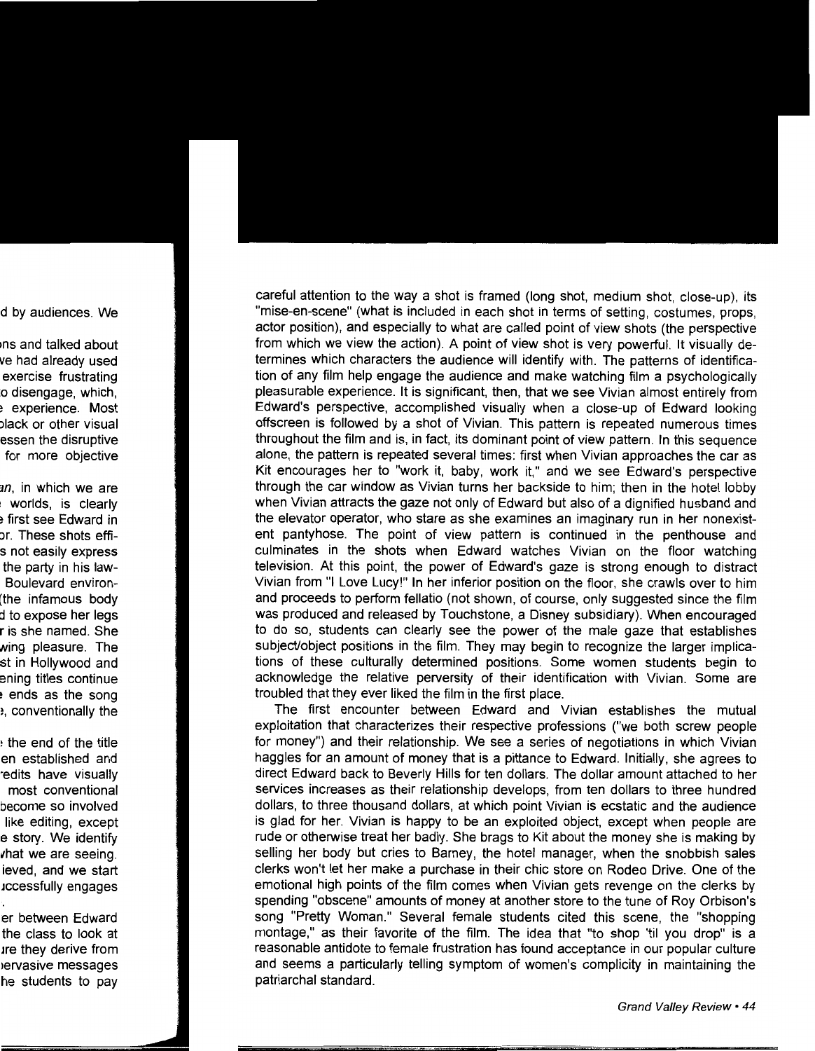careful attention to the way a shot is framed (long shot, medium shot, close-up), its "mise-en-scene" (what is included in each shot in terms of setting, costumes, props, actor position), and especially to what are called point of view shots (the perspective from which we view the action). A point of view shot is very powerful. It visually determines which characters the audience will identify with. The patterns of identification of any film help engage the audience and make watching film a psychologically pleasurable experience. It is significant, then, that we see Vivian almost entirely from Edward's perspective, accomplished visually when a close-up of Edward looking offscreen is followed by a shot of Vivian. This pattern is repeated numerous times throughout the film and is, in fact, its dominant point of view pattern. In this sequence alone, the pattern is repeated several times: first when Vivian approaches the car as Kit encourages her to "work it, baby, work it," and we see Edward's perspective through the car window as Vivian turns her backside to him; then in the hotel lobby when Vivian attracts the gaze not only of Edward but also of a dignified husband and the elevator operator, who stare as she examines an imaginary run in her nonexistent pantyhose. The point of view pattern is continued in the penthouse and culminates in the shots when Edward watches Vivian on the floor watching television. At this point, the power of Edward's gaze is strong enough to distract Vivian from "I Love Lucy!" In her inferior position on the floor, she crawls over to him and proceeds to perform fellatio (not shown, of course, only suggested since the film was produced and released by Touchstone, a Disney subsidiary). When encouraged to do so, students can clearly see the power of the male gaze that establishes subject/object positions in the film. They may begin to recognize the larger implications of these culturally determined positions. Some women students begin to acknowledge the relative perversity of their identification with Vivian. Some are troubled that they ever liked the film in the first place.

The first encounter between Edward and Vivian establishes the mutual exploitation that characterizes their respective professions ("we both screw people for money") and their relationship. We see a series of negotiations in which Vivian haggles for an amount of money that is a pittance to Edward. Initially, she agrees to direct Edward back to Beverly Hills for ten dollars. The dollar amount attached to her services increases as their relationship develops, from ten dollars to three hundred dollars, to three thousand dollars, at which point Vivian is ecstatic and the audience is glad for her. Vivian is happy to be an exploited object, except when people are rude or otherwise treat her badly. She brags to Kit about the money she is making by selling her body but cries to Barney, the hotel manager, when the snobbish sales clerks won't let her make a purchase in their chic store on Rodeo Drive. One of the emotional high points of the film comes when Vivian gets revenge on the clerks by spending "obscene" amounts of money at another store to the tune of Roy Orbison's song "Pretty Woman." Several female students cited this scene, the "shopping montage," as their favorite of the film. The idea that "to shop 'til you drop" is a reasonable antidote to female frustration has found acceptance in our popular culture and seems a particularly telling symptom of women's complicity in maintaining the patriarchal standard.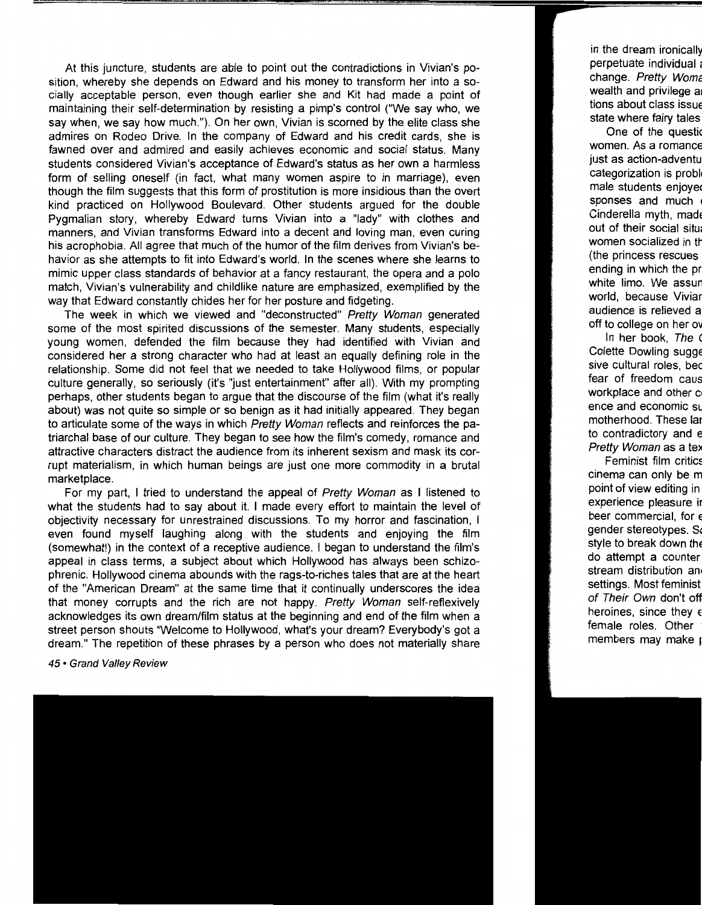At this juncture, students are able to point out the contradictions in Vivian's position, whereby she depends on Edward and his money to transform her into a socially acceptable person, even though earlier she and Kit had made a point of maintaining their self-determination by resisting a pimp's control ("We say who, we say when, we say how much."). On her own, Vivian is scorned by the elite class she admires on Rodeo Drive. In the company of Edward and his credit cards, she is fawned over and admired and easily achieves economic and social status. Many students considered Vivian's acceptance of Edward's status as her own a harmless form of selling oneself (in fact, what many women aspire to in marriage), even though the film suggests that this form of prostitution is more insidious than the overt kind practiced on Hollywood Boulevard. Other students argued for the double Pygmalian story, whereby Edward turns Vivian into a "lady" with clothes and manners, and Vivian transforms Edward into a decent and loving man, even curing his acrophobia. All agree that much of the humor of the film derives from Vivian's behavior as she attempts to fit into Edward's world. In the scenes where she learns to mimic upper class standards of behavior at a fancy restaurant, the opera and a polo match, Vivian's vulnerability and childlike nature are emphasized, exemplified by the way that Edward constantly chides her for her posture and fidgeting.

The week in which we viewed and "deconstructed" *Pretty Woman* generated some of the most spirited discussions of the semester. Many students, especially young women, defended the film because they had identified with Vivian and considered her a strong character who had at least an equally defining role in the relationship. Some did not feel that we needed to take Hollywood films, or popular culture generally, so seriously (it's "just entertainment" after all). With my prompting perhaps, other students began to argue that the discourse of the film (what it's really about) was not quite so simple or so benign as it had initially appeared. They began to articulate some of the ways in which *Pretty Woman* reflects and reinforces the patriarchal base of our culture. They began to see how the film's comedy, romance and attractive characters distract the audience from its inherent sexism and mask its corrupt materialism, in which human beings are just one more commodity in a brutal marketplace.

For my part, I tried to understand the appeal of *Pretty Woman* as I listened to what the students had to say about it. I made every effort to maintain the level of objectivity necessary for unrestrained discussions. To my horror and fascination, I even found myself laughing along with the students and enjoying the film (somewhat!) in the context of a receptive audience. I began to understand the film's appeal in class terms, a subject about which Hollywood has always been schizophrenic. Hollywood cinema abounds with the rags-to-riches tales that are at the heart of the "American Dream" at the same time that it continually underscores the idea that money corrupts and the rich are not happy. *Pretty Woman* self-reflexively acknowledges its own dream/film status at the beginning and end of the film when a street person shouts "Welcome to Hollywood, what's your dream? Everybody's got a dream." The repetition of these phrases by a person who does not materially share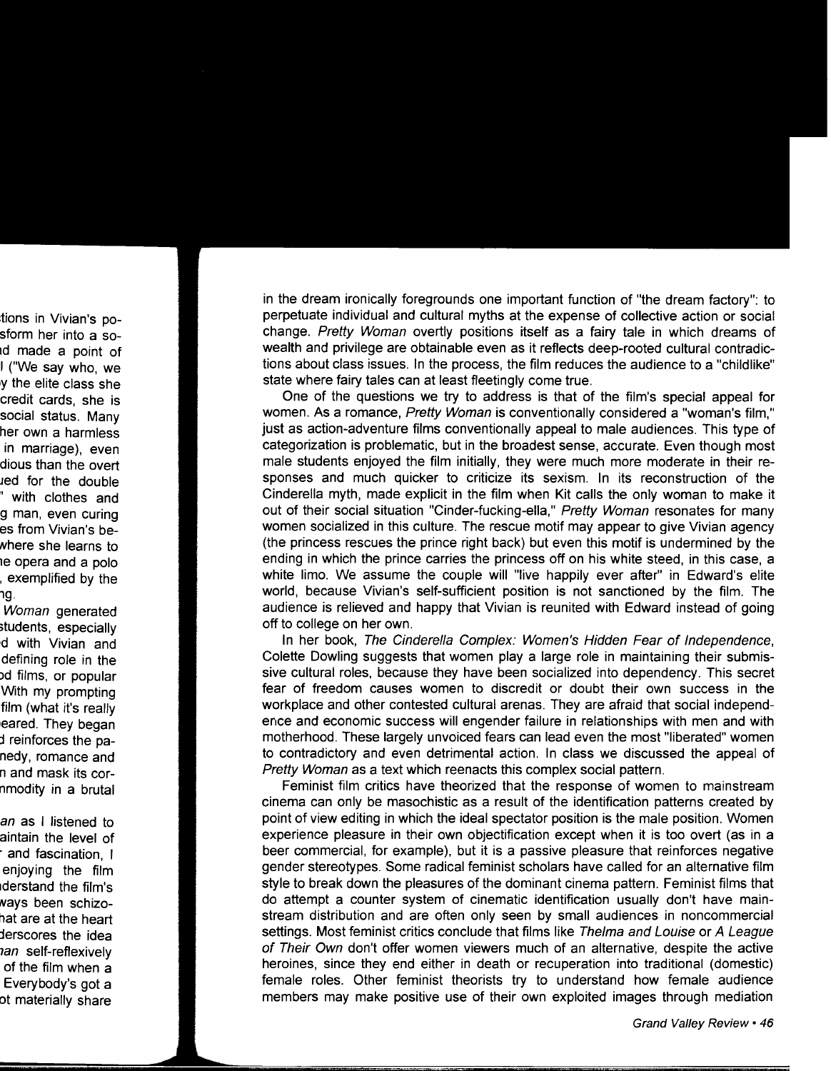in the dream ironically foregrounds one important function of "the dream factory": to perpetuate individual and cultural myths at the expense of collective action or social change. *Pretty Woman* overtly positions itself as a fairy tale in which dreams of wealth and privilege are obtainable even as it reflects deep-rooted cultural contradictions about class issues. In the process, the film reduces the audience to a "childlike" state where fairy tales can at least fleetingly come true.

One of the questions we try to address is that of the film's special appeal for women. As a romance, *Pretty Woman* is conventionally considered a "woman's film," just as action-adventure films conventionally appeal to male audiences. This type of categorization is problematic, but in the broadest sense, accurate. Even though most male students enjoyed the film initially, they were much more moderate in their responses and much quicker to criticize its sexism. In its reconstruction of the Cinderella myth, made explicit in the film when Kit calls the only woman to make it out of their social situation "Cinder-fucking-ella," *Pretty Woman* resonates for many women socialized in this culture. The rescue motif may appear to give Vivian agency (the princess rescues the prince right back) but even this motif is undermined by the ending in which the prince carries the princess off on his white steed, in this case, a white limo. We assume the couple will "live happily ever after" in Edward's elite world, because Vivian's self-sufficient position is not sanctioned by the film. The audience is relieved and happy that Vivian is reunited with Edward instead of going off to college on her own.

In her book, *The Cinderella Complex: Women's Hidden Fear of Independence*, Colette Dowling suggests that women play a large role in maintaining their submissive cultural roles, because they have been socialized into dependency. This secret fear of freedom causes women to discredit or doubt their own success in the workplace and other contested cultural arenas. They are afraid that social independence and economic success will engender failure in relationships with men and with motherhood. These largely unvoiced fears can lead even the most "liberated" women to contradictory and even detrimental action. In class we discussed the appeal of *Pretty Woman* as a text which reenacts this complex social pattern.

Feminist film critics have theorized that the response of women to mainstream cinema can only be masochistic as a result of the identification patterns created by point of view editing in which the ideal spectator position is the male position. Women experience pleasure in their own objectification except when it is too overt (as in a beer commercial, for example), but it is a passive pleasure that reinforces negative gender stereotypes. Some radical feminist scholars have called for an alternative film style to break down the pleasures of the dominant cinema pattern. Feminist films that do attempt a counter system of cinematic identification usually don't have mainstream distribution and are often only seen by small audiences in noncommercial settings. Most feminist critics conclude that films like *Thelma and Louise* or *A League of Their Own* don't offer women viewers much of an alternative, despite the active heroines, since they end either in death or recuperation into traditional (domestic) female roles. Other feminist theorists try to understand how female audience members may make positive use of their own exploited images through mediation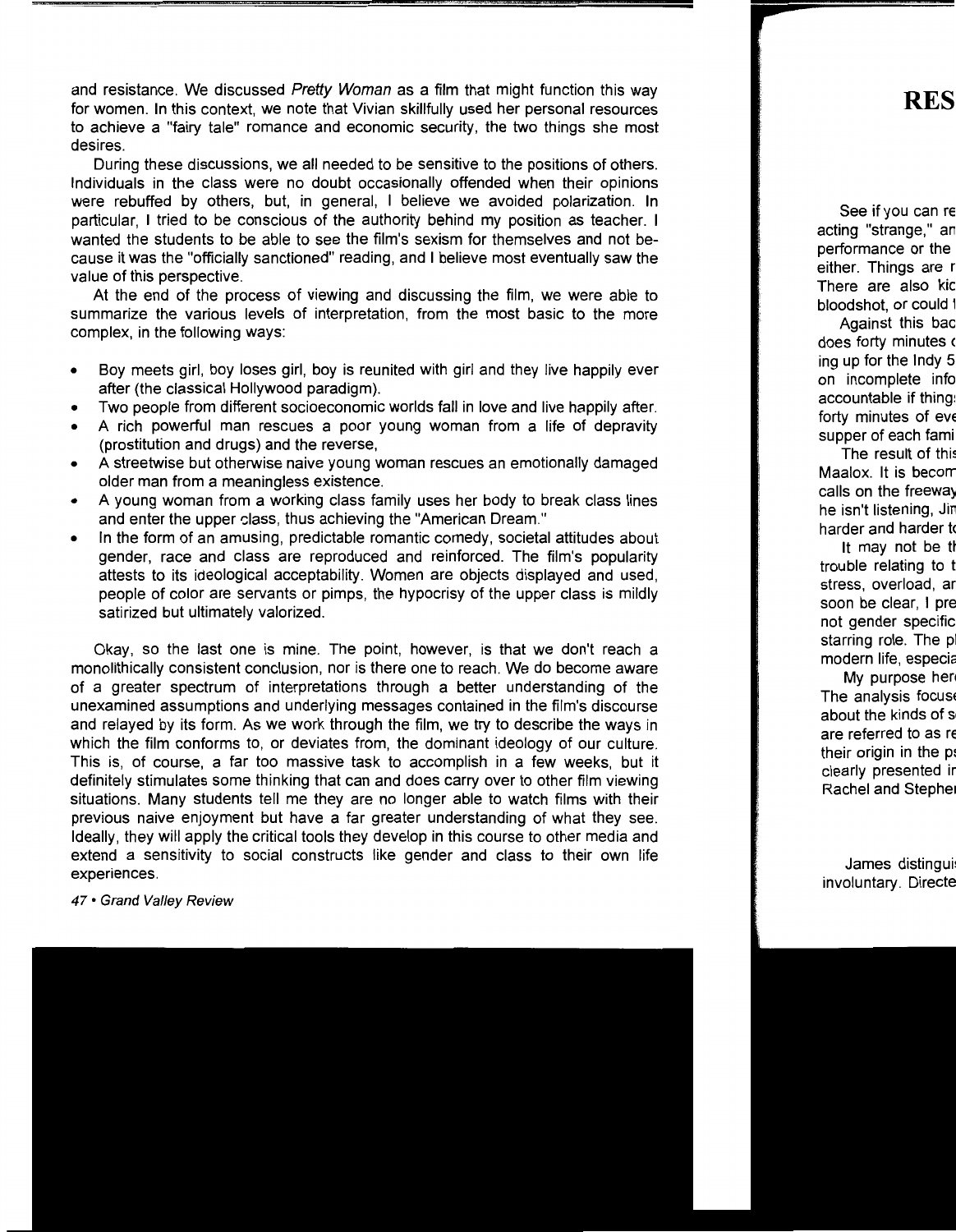and resistance. We discussed *Pretty Woman* as a film that might function this way for women. In this context, we note that Vivian skillfully used her personal resources to achieve a "fairy tale" romance and economic security, the two things she most desires.

During these discussions, we all needed to be sensitive to the positions of others. Individuals in the class were no doubt occasionally offended when their opinions were rebuffed by others, but, in general, I believe we avoided polarization. In particular, I tried to be conscious of the authority behind my position as teacher. I wanted the students to be able to see the film's sexism for themselves and not because it was the "officially sanctioned" reading, and I believe most eventually saw the value of this perspective.

At the end of the process of viewing and discussing the film, we were able to summarize the various levels of interpretation, from the most basic to the more complex, in the following ways:

- Boy meets girl, boy loses girl, boy is reunited with girl and they live happily ever after (the classical Hollywood paradigm).
- Two people from different socioeconomic worlds fall in love and live happily after.
- A rich powerful man rescues a poor young woman from a life of depravity (prostitution and drugs) and the reverse,
- A streetwise but otherwise naive young woman rescues an emotionally damaged older man from a meaningless existence.
- A young woman from a working class family uses her body to break class lines and enter the upper class, thus achieving the "American Dream."
- In the form of an amusing, predictable romantic comedy, societal attitudes about gender, race and class are reproduced and reinforced. The film's popularity attests to its ideological acceptability. Women are objects displayed and used, people of color are servants or pimps, the hypocrisy of the upper class is mildly satirized but ultimately valorized.

Okay, so the last one is mine. The point, however, is that we don't reach a monolithically consistent conclusion, nor is there one to reach. We do become aware of a greater spectrum of interpretations through a better understanding of the unexamined assumptions and underlying messages contained in the film's discourse and relayed by its form. As we work through the film, we try to describe the ways in which the film conforms to, or deviates from, the dominant ideology of our culture. This is, of course, a far too massive task to accomplish in a few weeks, but it definitely stimulates some thinking that can and does carry over to other film viewing situations. Many students tell me they are no longer able to watch films with their previous naive enjoyment but have a far greater understanding of what they see. Ideally, they will apply the critical tools they develop in this course to other media and extend a sensitivity to social constructs like gender and class to their own life experiences.